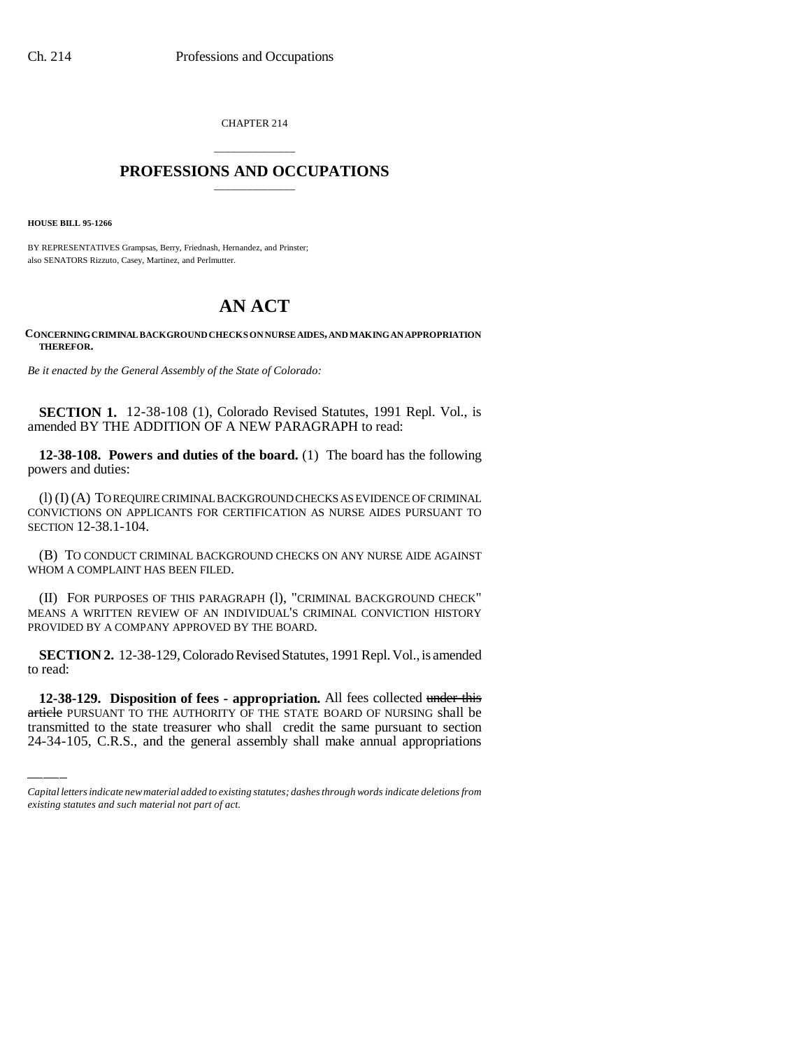CHAPTER 214

# PROFESSIONS AND OCCUPATIONS

**HOUSE BILL 95-1266**

BY REPRESENTATIVES Grampsas, Berry, Friednash, Hernandez, and Prinster;
also SENATORS Rizzuto, Casey, Martinez, and Perlmutter.

# AN ACT

**CONCERNING CRIMINAL BACKGROUND CHECKS ON NURSE AIDES, AND MAKING AN APPROPRIATION THEREFOR.**

*Be it enacted by the General Assembly of the State of Colorado:*

**SECTION 1.** 12-38-108 (1), Colorado Revised Statutes, 1991 Repl. Vol., is amended BY THE ADDITION OF A NEW PARAGRAPH to read:

**12-38-108. Powers and duties of the board.** (1) The board has the following powers and duties:

(l) (I) (A) TO REQUIRE CRIMINAL BACKGROUND CHECKS AS EVIDENCE OF CRIMINAL CONVICTIONS ON APPLICANTS FOR CERTIFICATION AS NURSE AIDES PURSUANT TO SECTION 12-38.1-104.

(B) TO CONDUCT CRIMINAL BACKGROUND CHECKS ON ANY NURSE AIDE AGAINST WHOM A COMPLAINT HAS BEEN FILED.

(II) FOR PURPOSES OF THIS PARAGRAPH (l), "CRIMINAL BACKGROUND CHECK" MEANS A WRITTEN REVIEW OF AN INDIVIDUAL'S CRIMINAL CONVICTION HISTORY PROVIDED BY A COMPANY APPROVED BY THE BOARD.

**SECTION 2.** 12-38-129, Colorado Revised Statutes, 1991 Repl. Vol., is amended to read:

**12-38-129. Disposition of fees - appropriation.** All fees collected ~~under this article~~ PURSUANT TO THE AUTHORITY OF THE STATE BOARD OF NURSING shall be transmitted to the state treasurer who shall credit the same pursuant to section 24-34-105, C.R.S., and the general assembly shall make annual appropriations

*Capital letters indicate new material added to existing statutes; dashes through words indicate deletions from existing statutes and such material not part of act.*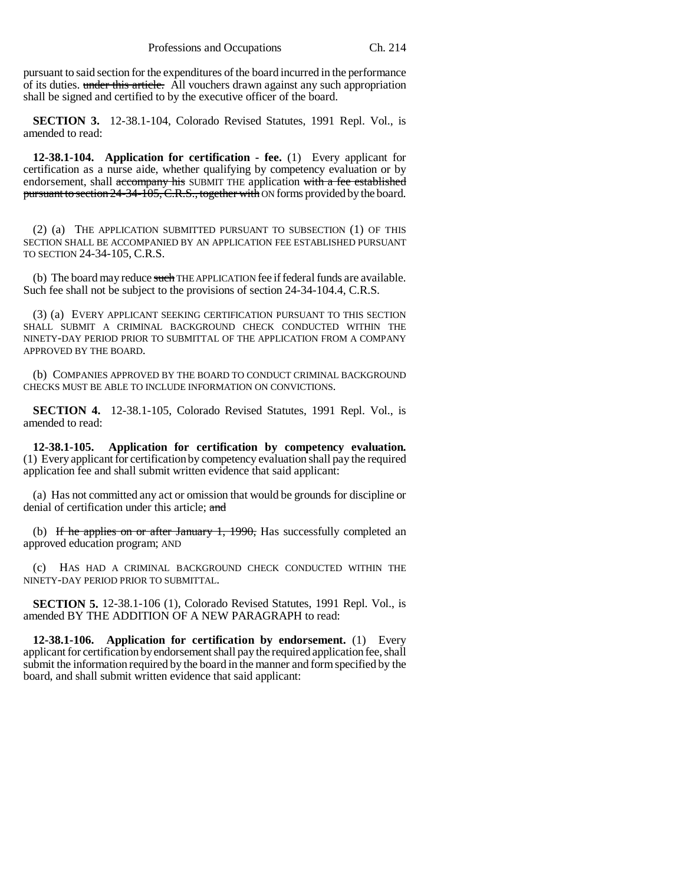pursuant to said section for the expenditures of the board incurred in the performance of its duties. ~~under this article.~~ All vouchers drawn against any such appropriation shall be signed and certified to by the executive officer of the board.

**SECTION 3.** 12-38.1-104, Colorado Revised Statutes, 1991 Repl. Vol., is amended to read:

**12-38.1-104. Application for certification - fee.** (1) Every applicant for certification as a nurse aide, whether qualifying by competency evaluation or by endorsement, shall ~~accompany his~~ SUBMIT THE application ~~with a fee established pursuant to section 24-34-105, C.R.S., together with~~ ON forms provided by the board.

(2) (a) THE APPLICATION SUBMITTED PURSUANT TO SUBSECTION (1) OF THIS SECTION SHALL BE ACCOMPANIED BY AN APPLICATION FEE ESTABLISHED PURSUANT TO SECTION 24-34-105, C.R.S.

(b) The board may reduce ~~such~~ THE APPLICATION fee if federal funds are available. Such fee shall not be subject to the provisions of section 24-34-104.4, C.R.S.

(3) (a) EVERY APPLICANT SEEKING CERTIFICATION PURSUANT TO THIS SECTION SHALL SUBMIT A CRIMINAL BACKGROUND CHECK CONDUCTED WITHIN THE NINETY-DAY PERIOD PRIOR TO SUBMITTAL OF THE APPLICATION FROM A COMPANY APPROVED BY THE BOARD.

(b) COMPANIES APPROVED BY THE BOARD TO CONDUCT CRIMINAL BACKGROUND CHECKS MUST BE ABLE TO INCLUDE INFORMATION ON CONVICTIONS.

**SECTION 4.** 12-38.1-105, Colorado Revised Statutes, 1991 Repl. Vol., is amended to read:

**12-38.1-105. Application for certification by competency evaluation.** (1) Every applicant for certification by competency evaluation shall pay the required application fee and shall submit written evidence that said applicant:

(a) Has not committed any act or omission that would be grounds for discipline or denial of certification under this article; ~~and~~

(b) ~~If he applies on or after January 1, 1990,~~ Has successfully completed an approved education program; AND

(c) HAS HAD A CRIMINAL BACKGROUND CHECK CONDUCTED WITHIN THE NINETY-DAY PERIOD PRIOR TO SUBMITTAL.

**SECTION 5.** 12-38.1-106 (1), Colorado Revised Statutes, 1991 Repl. Vol., is amended BY THE ADDITION OF A NEW PARAGRAPH to read:

**12-38.1-106. Application for certification by endorsement.** (1) Every applicant for certification by endorsement shall pay the required application fee, shall submit the information required by the board in the manner and form specified by the board, and shall submit written evidence that said applicant: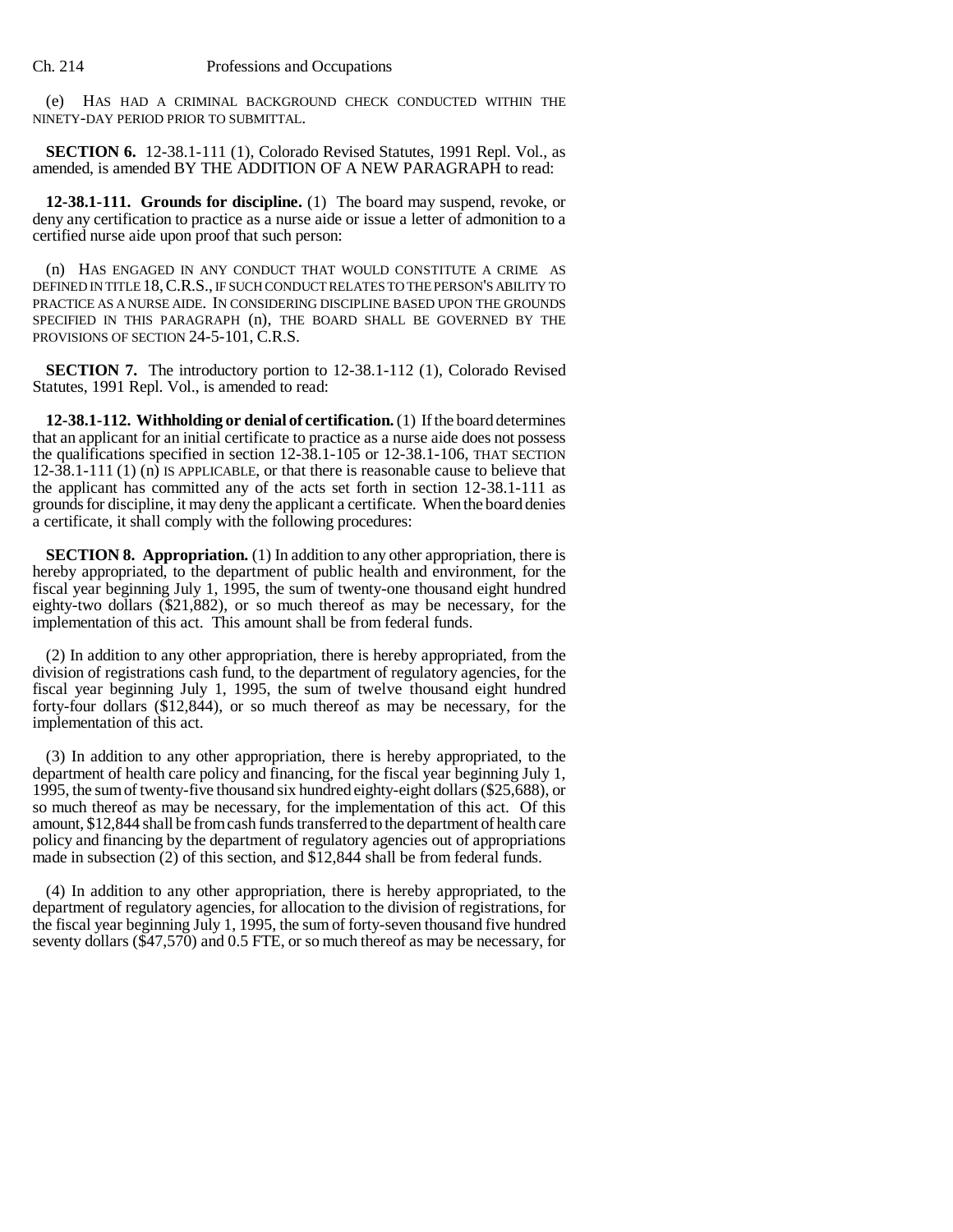(e) HAS HAD A CRIMINAL BACKGROUND CHECK CONDUCTED WITHIN THE NINETY-DAY PERIOD PRIOR TO SUBMITTAL.

**SECTION 6.** 12-38.1-111 (1), Colorado Revised Statutes, 1991 Repl. Vol., as amended, is amended BY THE ADDITION OF A NEW PARAGRAPH to read:

**12-38.1-111. Grounds for discipline.** (1) The board may suspend, revoke, or deny any certification to practice as a nurse aide or issue a letter of admonition to a certified nurse aide upon proof that such person:

(n) HAS ENGAGED IN ANY CONDUCT THAT WOULD CONSTITUTE A CRIME AS DEFINED IN TITLE 18, C.R.S., IF SUCH CONDUCT RELATES TO THE PERSON'S ABILITY TO PRACTICE AS A NURSE AIDE. IN CONSIDERING DISCIPLINE BASED UPON THE GROUNDS SPECIFIED IN THIS PARAGRAPH (n), THE BOARD SHALL BE GOVERNED BY THE PROVISIONS OF SECTION 24-5-101, C.R.S.

**SECTION 7.** The introductory portion to 12-38.1-112 (1), Colorado Revised Statutes, 1991 Repl. Vol., is amended to read:

**12-38.1-112. Withholding or denial of certification.** (1) If the board determines that an applicant for an initial certificate to practice as a nurse aide does not possess the qualifications specified in section 12-38.1-105 or 12-38.1-106, THAT SECTION 12-38.1-111 (1) (n) IS APPLICABLE, or that there is reasonable cause to believe that the applicant has committed any of the acts set forth in section 12-38.1-111 as grounds for discipline, it may deny the applicant a certificate. When the board denies a certificate, it shall comply with the following procedures:

**SECTION 8. Appropriation.** (1) In addition to any other appropriation, there is hereby appropriated, to the department of public health and environment, for the fiscal year beginning July 1, 1995, the sum of twenty-one thousand eight hundred eighty-two dollars ($21,882), or so much thereof as may be necessary, for the implementation of this act. This amount shall be from federal funds.

(2) In addition to any other appropriation, there is hereby appropriated, from the division of registrations cash fund, to the department of regulatory agencies, for the fiscal year beginning July 1, 1995, the sum of twelve thousand eight hundred forty-four dollars ($12,844), or so much thereof as may be necessary, for the implementation of this act.

(3) In addition to any other appropriation, there is hereby appropriated, to the department of health care policy and financing, for the fiscal year beginning July 1, 1995, the sum of twenty-five thousand six hundred eighty-eight dollars ($25,688), or so much thereof as may be necessary, for the implementation of this act. Of this amount, $12,844 shall be from cash funds transferred to the department of health care policy and financing by the department of regulatory agencies out of appropriations made in subsection (2) of this section, and $12,844 shall be from federal funds.

(4) In addition to any other appropriation, there is hereby appropriated, to the department of regulatory agencies, for allocation to the division of registrations, for the fiscal year beginning July 1, 1995, the sum of forty-seven thousand five hundred seventy dollars ($47,570) and 0.5 FTE, or so much thereof as may be necessary, for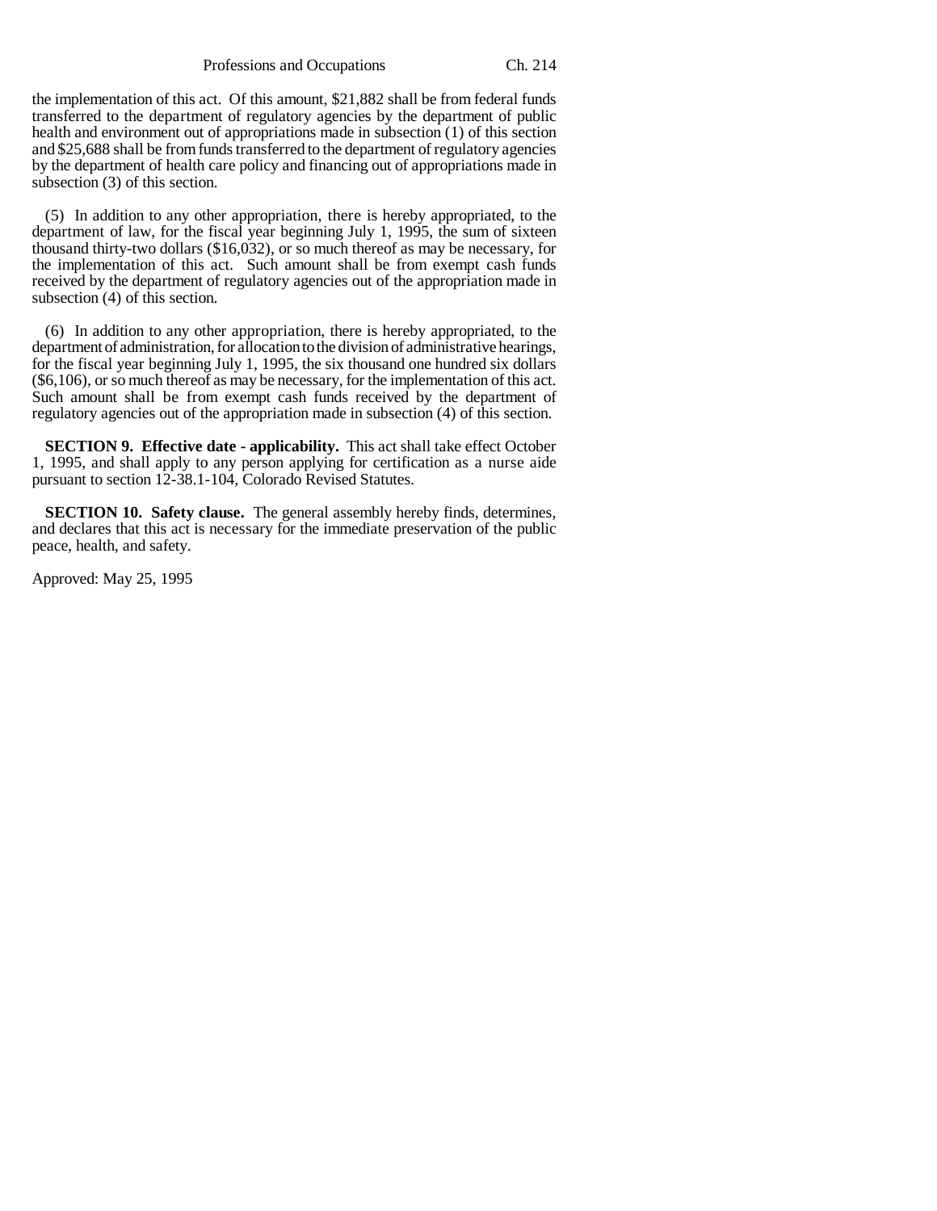the implementation of this act. Of this amount, $21,882 shall be from federal funds transferred to the department of regulatory agencies by the department of public health and environment out of appropriations made in subsection (1) of this section and $25,688 shall be from funds transferred to the department of regulatory agencies by the department of health care policy and financing out of appropriations made in subsection (3) of this section.

(5) In addition to any other appropriation, there is hereby appropriated, to the department of law, for the fiscal year beginning July 1, 1995, the sum of sixteen thousand thirty-two dollars ($16,032), or so much thereof as may be necessary, for the implementation of this act. Such amount shall be from exempt cash funds received by the department of regulatory agencies out of the appropriation made in subsection (4) of this section.

(6) In addition to any other appropriation, there is hereby appropriated, to the department of administration, for allocation to the division of administrative hearings, for the fiscal year beginning July 1, 1995, the six thousand one hundred six dollars ($6,106), or so much thereof as may be necessary, for the implementation of this act. Such amount shall be from exempt cash funds received by the department of regulatory agencies out of the appropriation made in subsection (4) of this section.

**SECTION 9. Effective date - applicability.** This act shall take effect October 1, 1995, and shall apply to any person applying for certification as a nurse aide pursuant to section 12-38.1-104, Colorado Revised Statutes.

**SECTION 10. Safety clause.** The general assembly hereby finds, determines, and declares that this act is necessary for the immediate preservation of the public peace, health, and safety.

Approved: May 25, 1995